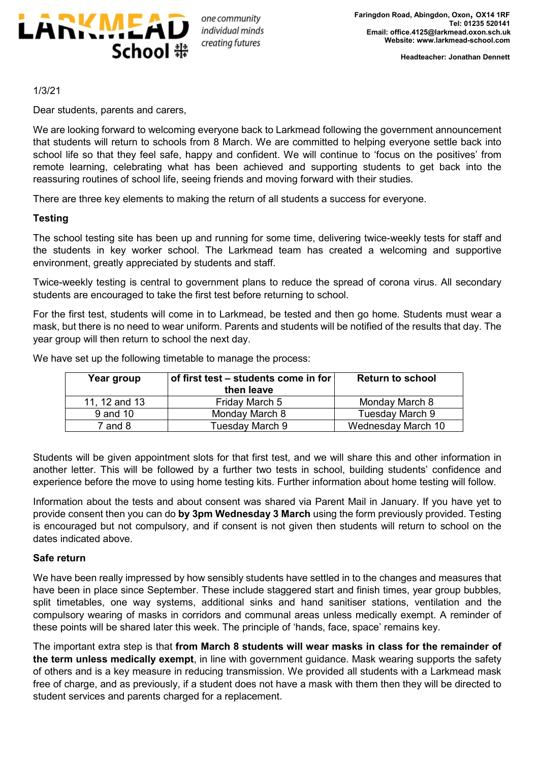**LARKMEAD School**

*one community*
*individual minds*
*creating futures*

**Faringdon Road, Abingdon, Oxon, OX14 1RF**
**Tel: 01235 520141**
**Email: office.4125@larkmead.oxon.sch.uk**
**Website: www.larkmead-school.com**

**Headteacher: Jonathan Dennett**

1/3/21

Dear students, parents and carers,

We are looking forward to welcoming everyone back to Larkmead following the government announcement that students will return to schools from 8 March. We are committed to helping everyone settle back into school life so that they feel safe, happy and confident. We will continue to 'focus on the positives' from remote learning, celebrating what has been achieved and supporting students to get back into the reassuring routines of school life, seeing friends and moving forward with their studies.

There are three key elements to making the return of all students a success for everyone.

**Testing**

The school testing site has been up and running for some time, delivering twice-weekly tests for staff and the students in key worker school. The Larkmead team has created a welcoming and supportive environment, greatly appreciated by students and staff.

Twice-weekly testing is central to government plans to reduce the spread of corona virus. All secondary students are encouraged to take the first test before returning to school.

For the first test, students will come in to Larkmead, be tested and then go home. Students must wear a mask, but there is no need to wear uniform. Parents and students will be notified of the results that day. The year group will then return to school the next day.

We have set up the following timetable to manage the process:

| Year group | of first test – students come in for then leave | Return to school |
|---|---|---|
| 11, 12 and 13 | Friday March 5 | Monday March 8 |
| 9 and 10 | Monday March 8 | Tuesday March 9 |
| 7 and 8 | Tuesday March 9 | Wednesday March 10 |

Students will be given appointment slots for that first test, and we will share this and other information in another letter. This will be followed by a further two tests in school, building students' confidence and experience before the move to using home testing kits. Further information about home testing will follow.

Information about the tests and about consent was shared via Parent Mail in January. If you have yet to provide consent then you can do **by 3pm Wednesday 3 March** using the form previously provided. Testing is encouraged but not compulsory, and if consent is not given then students will return to school on the dates indicated above.

**Safe return**

We have been really impressed by how sensibly students have settled in to the changes and measures that have been in place since September. These include staggered start and finish times, year group bubbles, split timetables, one way systems, additional sinks and hand sanitiser stations, ventilation and the compulsory wearing of masks in corridors and communal areas unless medically exempt. A reminder of these points will be shared later this week. The principle of 'hands, face, space' remains key.

The important extra step is that **from March 8 students will wear masks in class for the remainder of the term unless medically exempt**, in line with government guidance. Mask wearing supports the safety of others and is a key measure in reducing transmission. We provided all students with a Larkmead mask free of charge, and as previously, if a student does not have a mask with them then they will be directed to student services and parents charged for a replacement.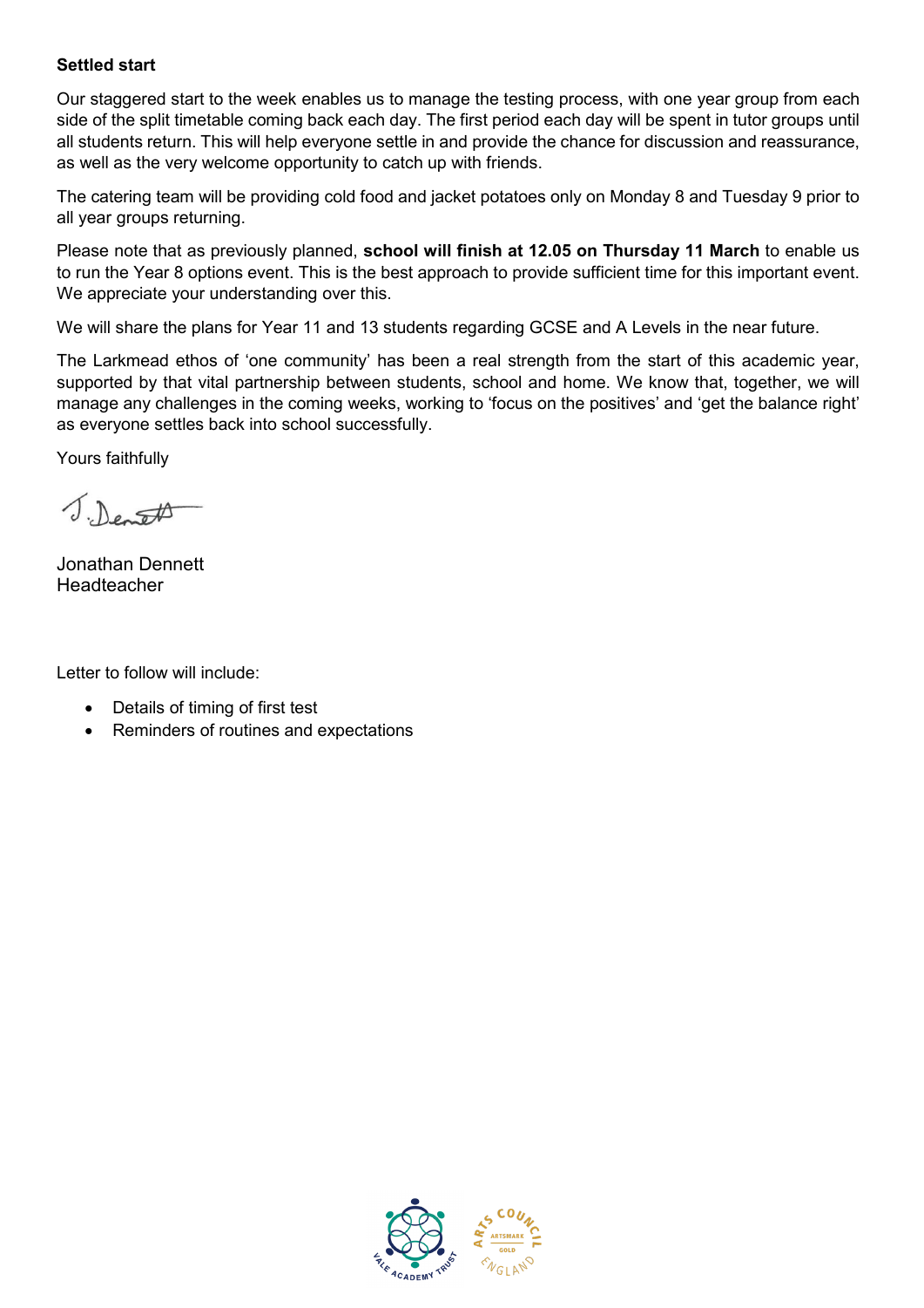**Settled start**

Our staggered start to the week enables us to manage the testing process, with one year group from each side of the split timetable coming back each day. The first period each day will be spent in tutor groups until all students return. This will help everyone settle in and provide the chance for discussion and reassurance, as well as the very welcome opportunity to catch up with friends.

The catering team will be providing cold food and jacket potatoes only on Monday 8 and Tuesday 9 prior to all year groups returning.

Please note that as previously planned, **school will finish at 12.05 on Thursday 11 March** to enable us to run the Year 8 options event. This is the best approach to provide sufficient time for this important event. We appreciate your understanding over this.

We will share the plans for Year 11 and 13 students regarding GCSE and A Levels in the near future.

The Larkmead ethos of 'one community' has been a real strength from the start of this academic year, supported by that vital partnership between students, school and home. We know that, together, we will manage any challenges in the coming weeks, working to 'focus on the positives' and 'get the balance right' as everyone settles back into school successfully.

Yours faithfully

J. Dennett

Jonathan Dennett
Headteacher

Letter to follow will include:

- Details of timing of first test
- Reminders of routines and expectations